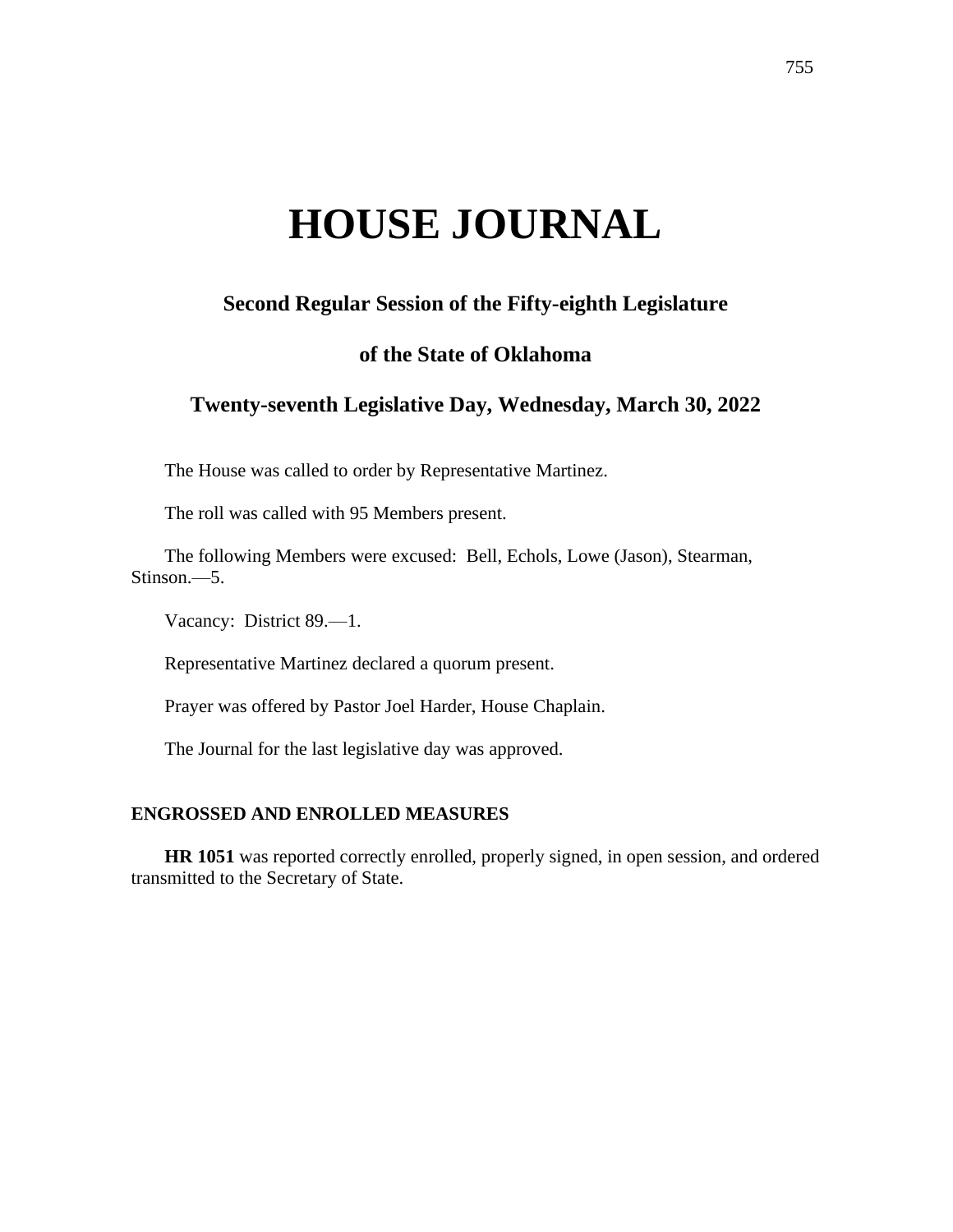# HOUSE JOURNAL

## Second Regular Session of the Fifty-eighth Legislature

## of the State of Oklahoma

## Twenty-seventh Legislative Day, Wednesday, March 30, 2022

The House was called to order by Representative Martinez.

The roll was called with 95 Members present.

The following Members were excused: Bell, Echols, Lowe (Jason), Stearman, Stinson.—5.

Vacancy: District 89.—1.

Representative Martinez declared a quorum present.

Prayer was offered by Pastor Joel Harder, House Chaplain.

The Journal for the last legislative day was approved.

### ENGROSSED AND ENROLLED MEASURES

**HR 1051** was reported correctly enrolled, properly signed, in open session, and ordered transmitted to the Secretary of State.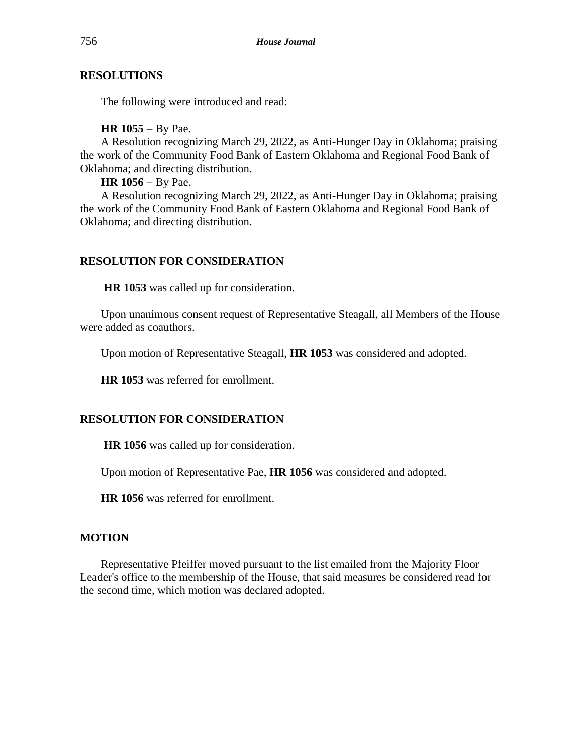## RESOLUTIONS

The following were introduced and read:

**HR 1055** − By Pae.

A Resolution recognizing March 29, 2022, as Anti-Hunger Day in Oklahoma; praising the work of the Community Food Bank of Eastern Oklahoma and Regional Food Bank of Oklahoma; and directing distribution.

**HR 1056** − By Pae.

A Resolution recognizing March 29, 2022, as Anti-Hunger Day in Oklahoma; praising the work of the Community Food Bank of Eastern Oklahoma and Regional Food Bank of Oklahoma; and directing distribution.

## RESOLUTION FOR CONSIDERATION

**HR 1053** was called up for consideration.

Upon unanimous consent request of Representative Steagall, all Members of the House were added as coauthors.

Upon motion of Representative Steagall, **HR 1053** was considered and adopted.

**HR 1053** was referred for enrollment.

## RESOLUTION FOR CONSIDERATION

**HR 1056** was called up for consideration.

Upon motion of Representative Pae, **HR 1056** was considered and adopted.

**HR 1056** was referred for enrollment.

## MOTION

Representative Pfeiffer moved pursuant to the list emailed from the Majority Floor Leader's office to the membership of the House, that said measures be considered read for the second time, which motion was declared adopted.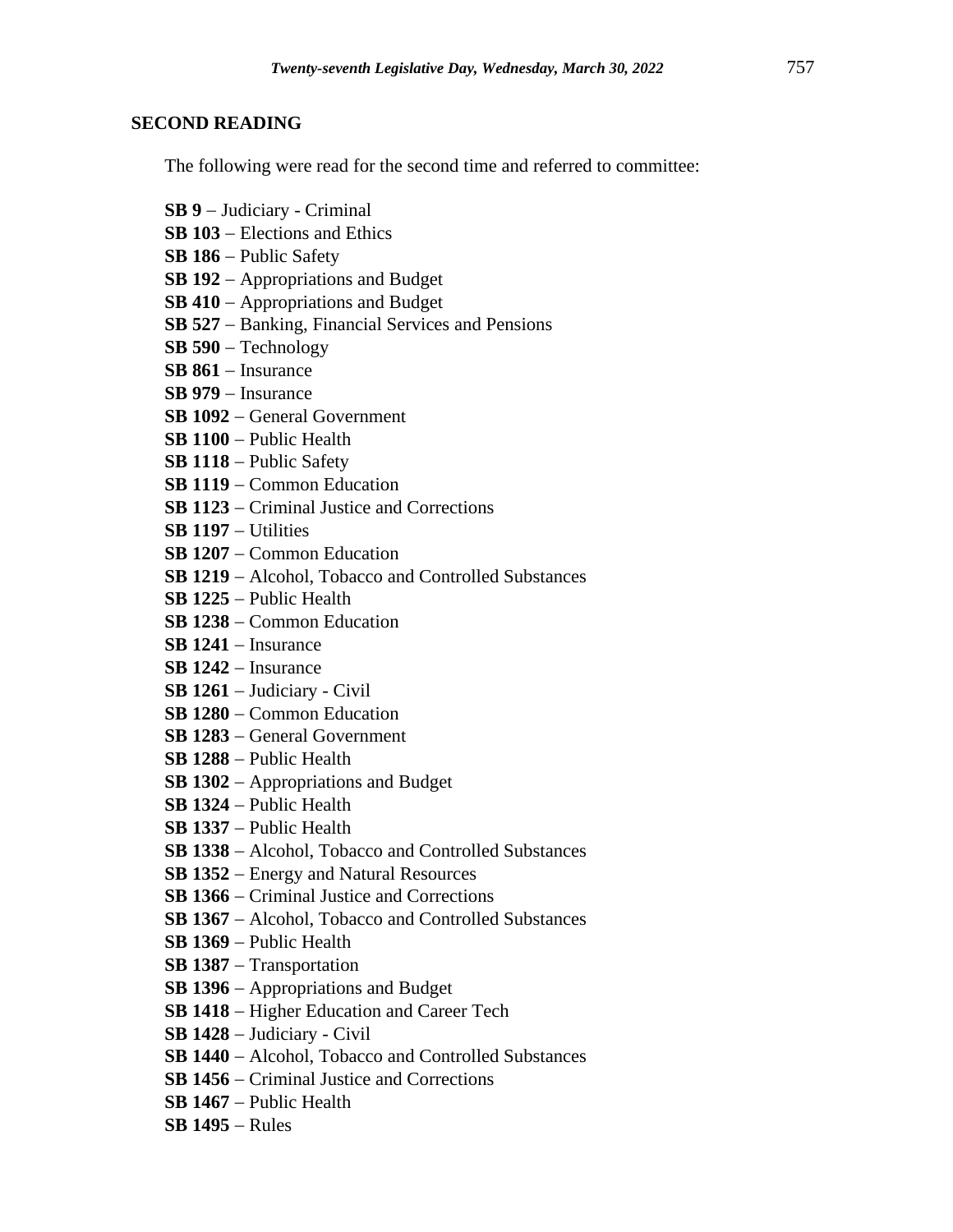## SECOND READING

The following were read for the second time and referred to committee:

**SB 9** – Judiciary - Criminal
**SB 103** – Elections and Ethics
**SB 186** – Public Safety
**SB 192** – Appropriations and Budget
**SB 410** – Appropriations and Budget
**SB 527** – Banking, Financial Services and Pensions
**SB 590** – Technology
**SB 861** – Insurance
**SB 979** – Insurance
**SB 1092** – General Government
**SB 1100** – Public Health
**SB 1118** – Public Safety
**SB 1119** – Common Education
**SB 1123** – Criminal Justice and Corrections
**SB 1197** – Utilities
**SB 1207** – Common Education
**SB 1219** – Alcohol, Tobacco and Controlled Substances
**SB 1225** – Public Health
**SB 1238** – Common Education
**SB 1241** – Insurance
**SB 1242** – Insurance
**SB 1261** – Judiciary - Civil
**SB 1280** – Common Education
**SB 1283** – General Government
**SB 1288** – Public Health
**SB 1302** – Appropriations and Budget
**SB 1324** – Public Health
**SB 1337** – Public Health
**SB 1338** – Alcohol, Tobacco and Controlled Substances
**SB 1352** – Energy and Natural Resources
**SB 1366** – Criminal Justice and Corrections
**SB 1367** – Alcohol, Tobacco and Controlled Substances
**SB 1369** – Public Health
**SB 1387** – Transportation
**SB 1396** – Appropriations and Budget
**SB 1418** – Higher Education and Career Tech
**SB 1428** – Judiciary - Civil
**SB 1440** – Alcohol, Tobacco and Controlled Substances
**SB 1456** – Criminal Justice and Corrections
**SB 1467** – Public Health
**SB 1495** – Rules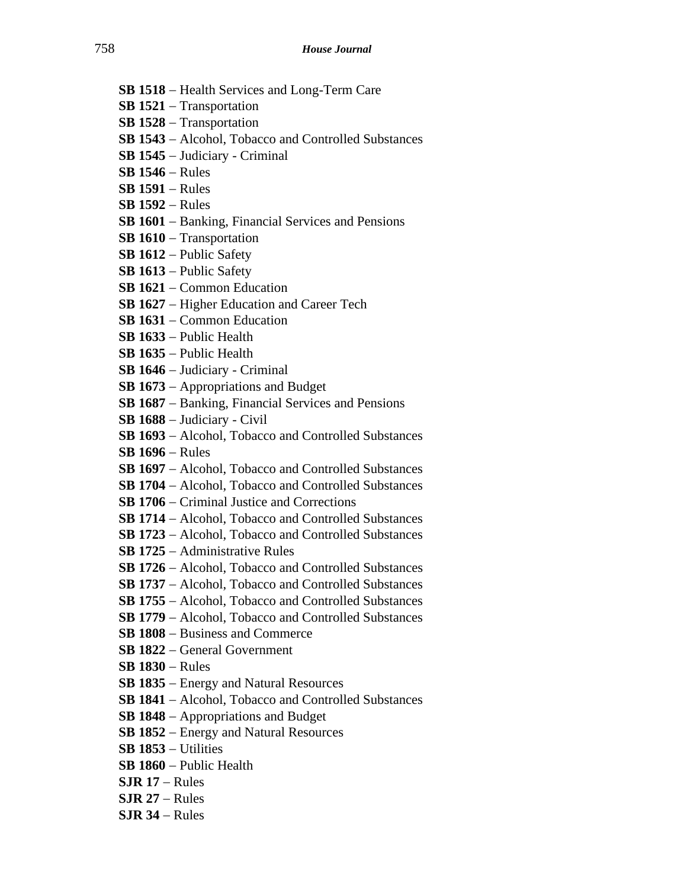**SB 1518** – Health Services and Long-Term Care
**SB 1521** – Transportation
**SB 1528** – Transportation
**SB 1543** – Alcohol, Tobacco and Controlled Substances
**SB 1545** – Judiciary - Criminal
**SB 1546** – Rules
**SB 1591** – Rules
**SB 1592** – Rules
**SB 1601** – Banking, Financial Services and Pensions
**SB 1610** – Transportation
**SB 1612** – Public Safety
**SB 1613** – Public Safety
**SB 1621** – Common Education
**SB 1627** – Higher Education and Career Tech
**SB 1631** – Common Education
**SB 1633** – Public Health
**SB 1635** – Public Health
**SB 1646** – Judiciary - Criminal
**SB 1673** – Appropriations and Budget
**SB 1687** – Banking, Financial Services and Pensions
**SB 1688** – Judiciary - Civil
**SB 1693** – Alcohol, Tobacco and Controlled Substances
**SB 1696** – Rules
**SB 1697** – Alcohol, Tobacco and Controlled Substances
**SB 1704** – Alcohol, Tobacco and Controlled Substances
**SB 1706** – Criminal Justice and Corrections
**SB 1714** – Alcohol, Tobacco and Controlled Substances
**SB 1723** – Alcohol, Tobacco and Controlled Substances
**SB 1725** – Administrative Rules
**SB 1726** – Alcohol, Tobacco and Controlled Substances
**SB 1737** – Alcohol, Tobacco and Controlled Substances
**SB 1755** – Alcohol, Tobacco and Controlled Substances
**SB 1779** – Alcohol, Tobacco and Controlled Substances
**SB 1808** – Business and Commerce
**SB 1822** – General Government
**SB 1830** – Rules
**SB 1835** – Energy and Natural Resources
**SB 1841** – Alcohol, Tobacco and Controlled Substances
**SB 1848** – Appropriations and Budget
**SB 1852** – Energy and Natural Resources
**SB 1853** – Utilities
**SB 1860** – Public Health
**SJR 17** – Rules
**SJR 27** – Rules
**SJR 34** – Rules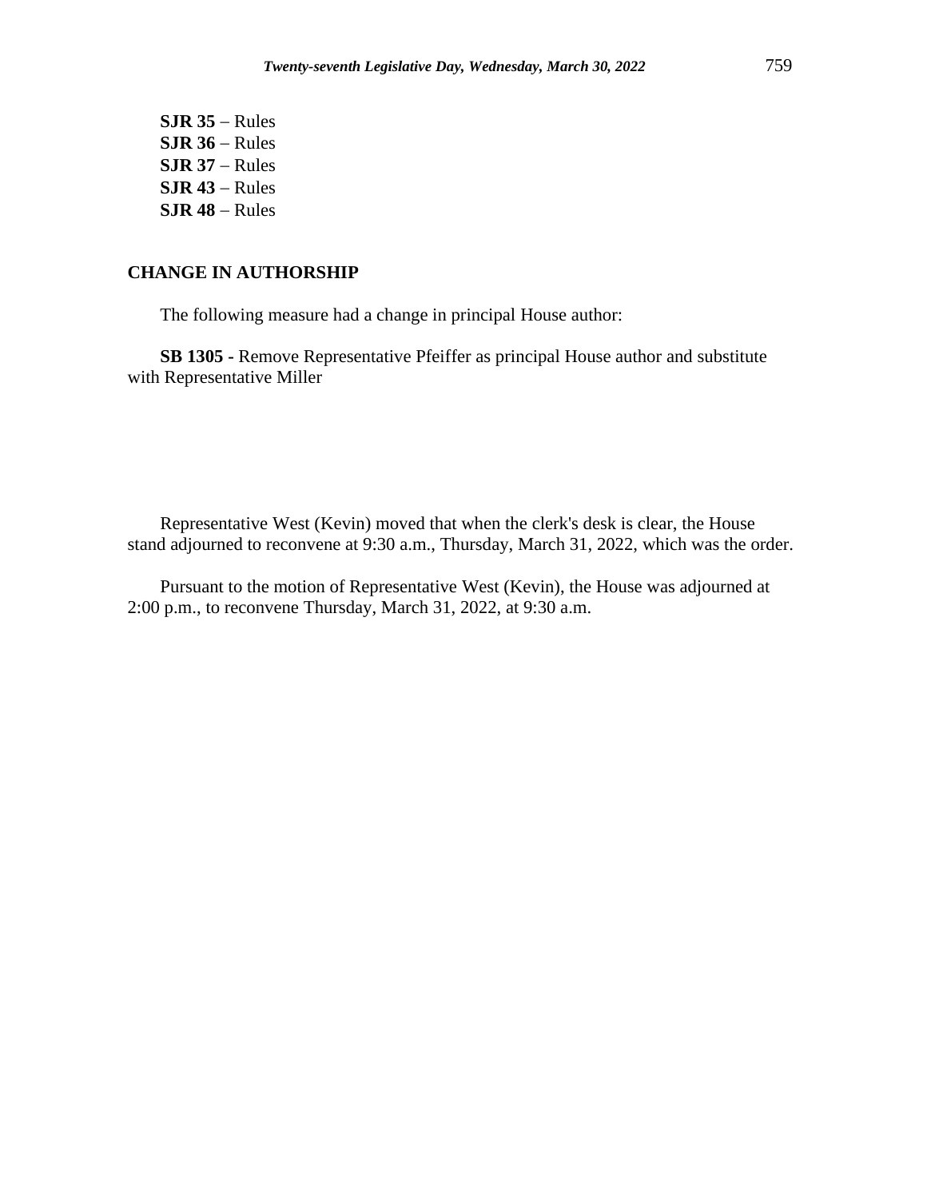**SJR 35** – Rules
**SJR 36** – Rules
**SJR 37** – Rules
**SJR 43** – Rules
**SJR 48** – Rules

## CHANGE IN AUTHORSHIP

The following measure had a change in principal House author:

**SB 1305 -** Remove Representative Pfeiffer as principal House author and substitute with Representative Miller

Representative West (Kevin) moved that when the clerk's desk is clear, the House stand adjourned to reconvene at 9:30 a.m., Thursday, March 31, 2022, which was the order.

Pursuant to the motion of Representative West (Kevin), the House was adjourned at 2:00 p.m., to reconvene Thursday, March 31, 2022, at 9:30 a.m.